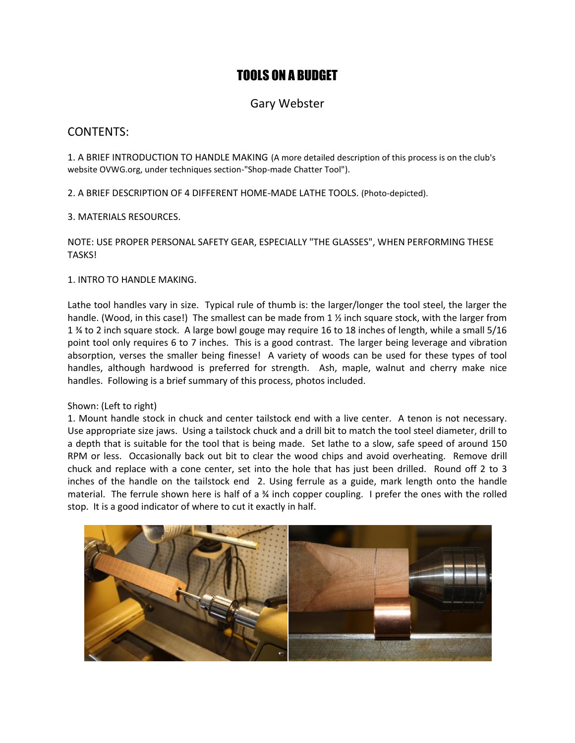# TOOLS ON A BUDGET

Gary Webster

## CONTENTS:

1. A BRIEF INTRODUCTION TO HANDLE MAKING (A more detailed description of this process is on the club's website OVWG.org, under techniques section-"Shop-made Chatter Tool").

2. A BRIEF DESCRIPTION OF 4 DIFFERENT HOME-MADE LATHE TOOLS. (Photo-depicted).

3. MATERIALS RESOURCES.

NOTE: USE PROPER PERSONAL SAFETY GEAR, ESPECIALLY "THE GLASSES", WHEN PERFORMING THESE TASKS!

1. INTRO TO HANDLE MAKING.

Lathe tool handles vary in size. Typical rule of thumb is: the larger/longer the tool steel, the larger the handle. (Wood, in this case!) The smallest can be made from 1 ½ inch square stock, with the larger from 1 ¾ to 2 inch square stock. A large bowl gouge may require 16 to 18 inches of length, while a small 5/16 point tool only requires 6 to 7 inches. This is a good contrast. The larger being leverage and vibration absorption, verses the smaller being finesse! A variety of woods can be used for these types of tool handles, although hardwood is preferred for strength. Ash, maple, walnut and cherry make nice handles. Following is a brief summary of this process, photos included.

Shown: (Left to right)
1. Mount handle stock in chuck and center tailstock end with a live center. A tenon is not necessary. Use appropriate size jaws. Using a tailstock chuck and a drill bit to match the tool steel diameter, drill to a depth that is suitable for the tool that is being made. Set lathe to a slow, safe speed of around 150 RPM or less. Occasionally back out bit to clear the wood chips and avoid overheating. Remove drill chuck and replace with a cone center, set into the hole that has just been drilled. Round off 2 to 3 inches of the handle on the tailstock end 2. Using ferrule as a guide, mark length onto the handle material. The ferrule shown here is half of a ¾ inch copper coupling. I prefer the ones with the rolled stop. It is a good indicator of where to cut it exactly in half.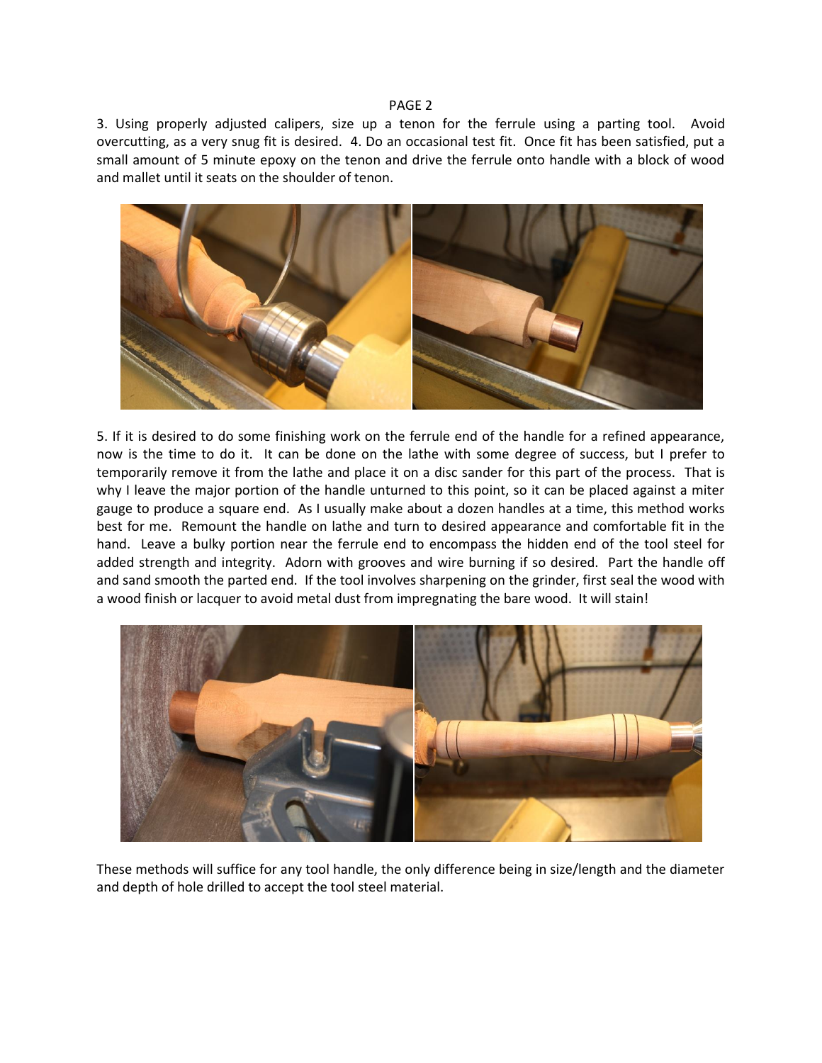3. Using properly adjusted calipers, size up a tenon for the ferrule using a parting tool. Avoid overcutting, as a very snug fit is desired. 4. Do an occasional test fit. Once fit has been satisfied, put a small amount of 5 minute epoxy on the tenon and drive the ferrule onto handle with a block of wood and mallet until it seats on the shoulder of tenon.

5. If it is desired to do some finishing work on the ferrule end of the handle for a refined appearance, now is the time to do it. It can be done on the lathe with some degree of success, but I prefer to temporarily remove it from the lathe and place it on a disc sander for this part of the process. That is why I leave the major portion of the handle unturned to this point, so it can be placed against a miter gauge to produce a square end. As I usually make about a dozen handles at a time, this method works best for me. Remount the handle on lathe and turn to desired appearance and comfortable fit in the hand. Leave a bulky portion near the ferrule end to encompass the hidden end of the tool steel for added strength and integrity. Adorn with grooves and wire burning if so desired. Part the handle off and sand smooth the parted end. If the tool involves sharpening on the grinder, first seal the wood with a wood finish or lacquer to avoid metal dust from impregnating the bare wood. It will stain!

These methods will suffice for any tool handle, the only difference being in size/length and the diameter and depth of hole drilled to accept the tool steel material.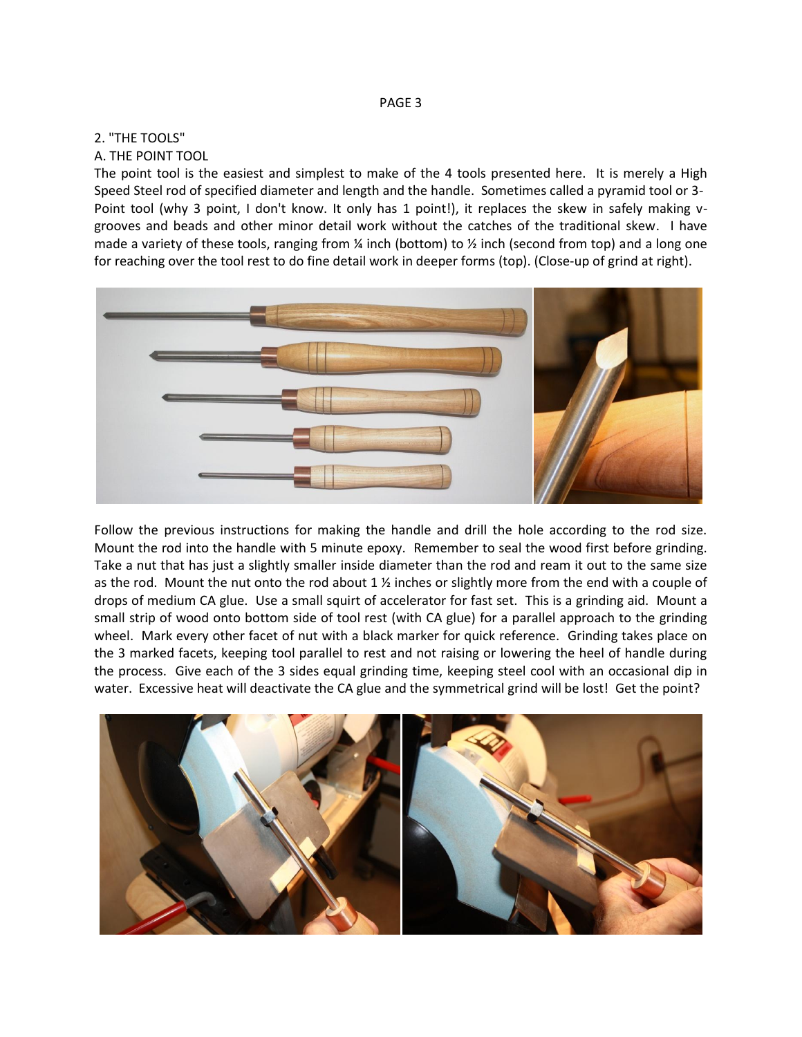## 2. "THE TOOLS"

### A. THE POINT TOOL

The point tool is the easiest and simplest to make of the 4 tools presented here. It is merely a High Speed Steel rod of specified diameter and length and the handle. Sometimes called a pyramid tool or 3-Point tool (why 3 point, I don't know. It only has 1 point!), it replaces the skew in safely making v-grooves and beads and other minor detail work without the catches of the traditional skew. I have made a variety of these tools, ranging from ¼ inch (bottom) to ½ inch (second from top) and a long one for reaching over the tool rest to do fine detail work in deeper forms (top). (Close-up of grind at right).

Follow the previous instructions for making the handle and drill the hole according to the rod size. Mount the rod into the handle with 5 minute epoxy. Remember to seal the wood first before grinding. Take a nut that has just a slightly smaller inside diameter than the rod and ream it out to the same size as the rod. Mount the nut onto the rod about 1 ½ inches or slightly more from the end with a couple of drops of medium CA glue. Use a small squirt of accelerator for fast set. This is a grinding aid. Mount a small strip of wood onto bottom side of tool rest (with CA glue) for a parallel approach to the grinding wheel. Mark every other facet of nut with a black marker for quick reference. Grinding takes place on the 3 marked facets, keeping tool parallel to rest and not raising or lowering the heel of handle during the process. Give each of the 3 sides equal grinding time, keeping steel cool with an occasional dip in water. Excessive heat will deactivate the CA glue and the symmetrical grind will be lost! Get the point?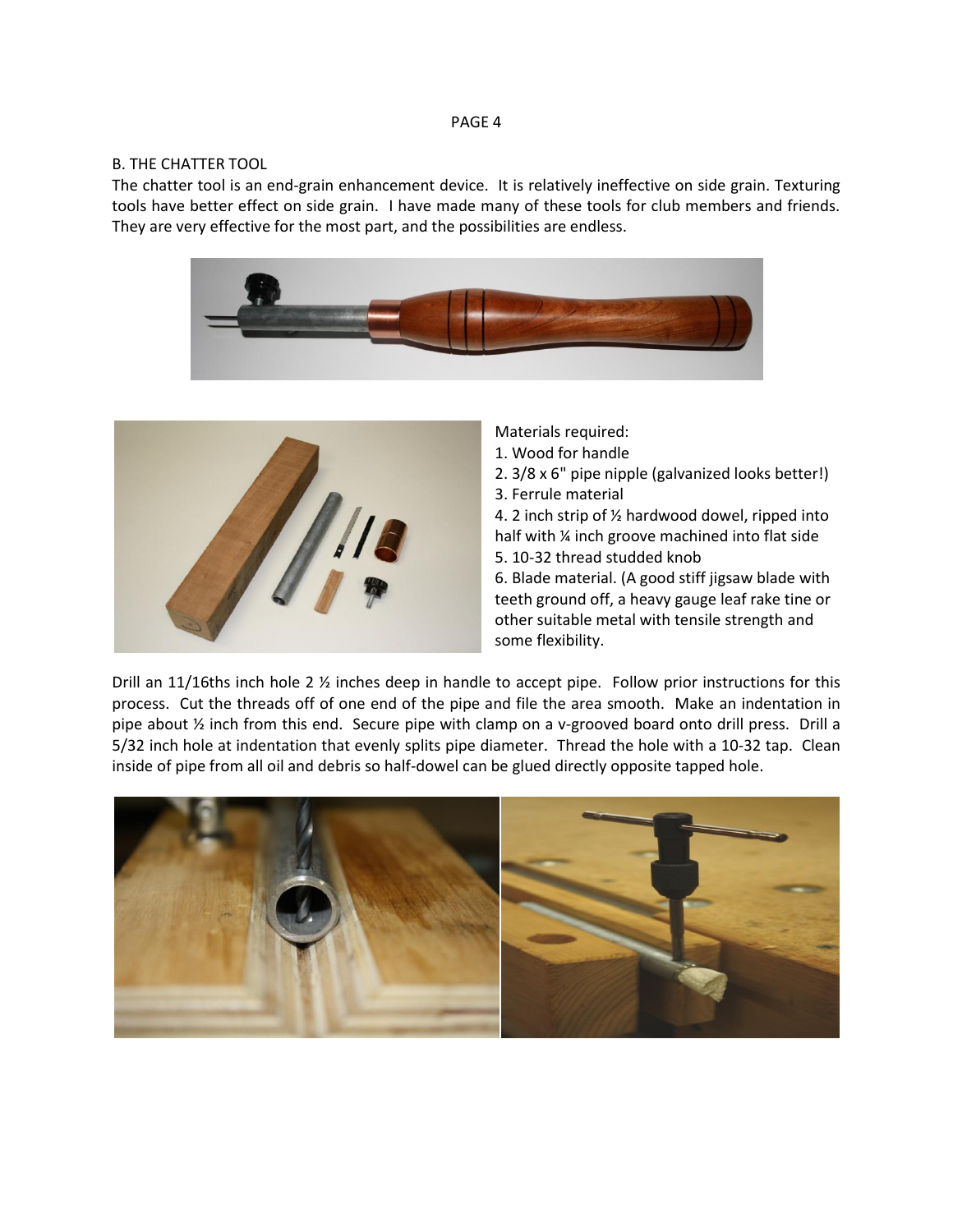## B. THE CHATTER TOOL

The chatter tool is an end-grain enhancement device. It is relatively ineffective on side grain. Texturing tools have better effect on side grain. I have made many of these tools for club members and friends. They are very effective for the most part, and the possibilities are endless.

Materials required:

1. Wood for handle
2. 3/8 x 6" pipe nipple (galvanized looks better!)
3. Ferrule material
4. 2 inch strip of ½ hardwood dowel, ripped into half with ¼ inch groove machined into flat side
5. 10-32 thread studded knob
6. Blade material. (A good stiff jigsaw blade with teeth ground off, a heavy gauge leaf rake tine or other suitable metal with tensile strength and some flexibility.

Drill an 11/16ths inch hole 2 ½ inches deep in handle to accept pipe. Follow prior instructions for this process. Cut the threads off of one end of the pipe and file the area smooth. Make an indentation in pipe about ½ inch from this end. Secure pipe with clamp on a v-grooved board onto drill press. Drill a 5/32 inch hole at indentation that evenly splits pipe diameter. Thread the hole with a 10-32 tap. Clean inside of pipe from all oil and debris so half-dowel can be glued directly opposite tapped hole.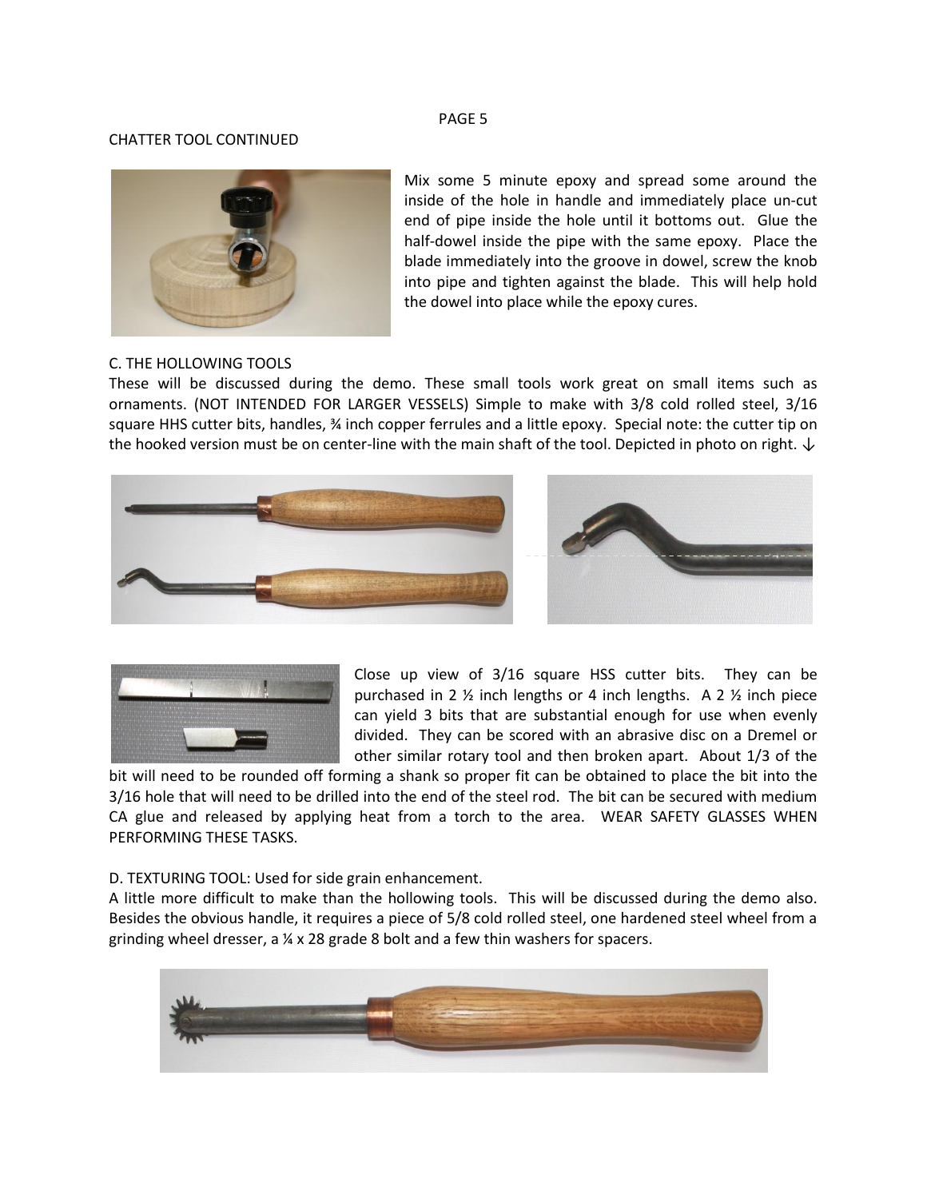## CHATTER TOOL CONTINUED

Mix some 5 minute epoxy and spread some around the inside of the hole in handle and immediately place un-cut end of pipe inside the hole until it bottoms out. Glue the half-dowel inside the pipe with the same epoxy. Place the blade immediately into the groove in dowel, screw the knob into pipe and tighten against the blade. This will help hold the dowel into place while the epoxy cures.

## C. THE HOLLOWING TOOLS

These will be discussed during the demo. These small tools work great on small items such as ornaments. (NOT INTENDED FOR LARGER VESSELS) Simple to make with 3/8 cold rolled steel, 3/16 square HHS cutter bits, handles, ¾ inch copper ferrules and a little epoxy. Special note: the cutter tip on the hooked version must be on center-line with the main shaft of the tool. Depicted in photo on right. ↓

Close up view of 3/16 square HSS cutter bits. They can be purchased in 2 ½ inch lengths or 4 inch lengths. A 2 ½ inch piece can yield 3 bits that are substantial enough for use when evenly divided. They can be scored with an abrasive disc on a Dremel or other similar rotary tool and then broken apart. About 1/3 of the bit will need to be rounded off forming a shank so proper fit can be obtained to place the bit into the 3/16 hole that will need to be drilled into the end of the steel rod. The bit can be secured with medium CA glue and released by applying heat from a torch to the area. WEAR SAFETY GLASSES WHEN PERFORMING THESE TASKS.

## D. TEXTURING TOOL: Used for side grain enhancement.

A little more difficult to make than the hollowing tools. This will be discussed during the demo also. Besides the obvious handle, it requires a piece of 5/8 cold rolled steel, one hardened steel wheel from a grinding wheel dresser, a ¼ x 28 grade 8 bolt and a few thin washers for spacers.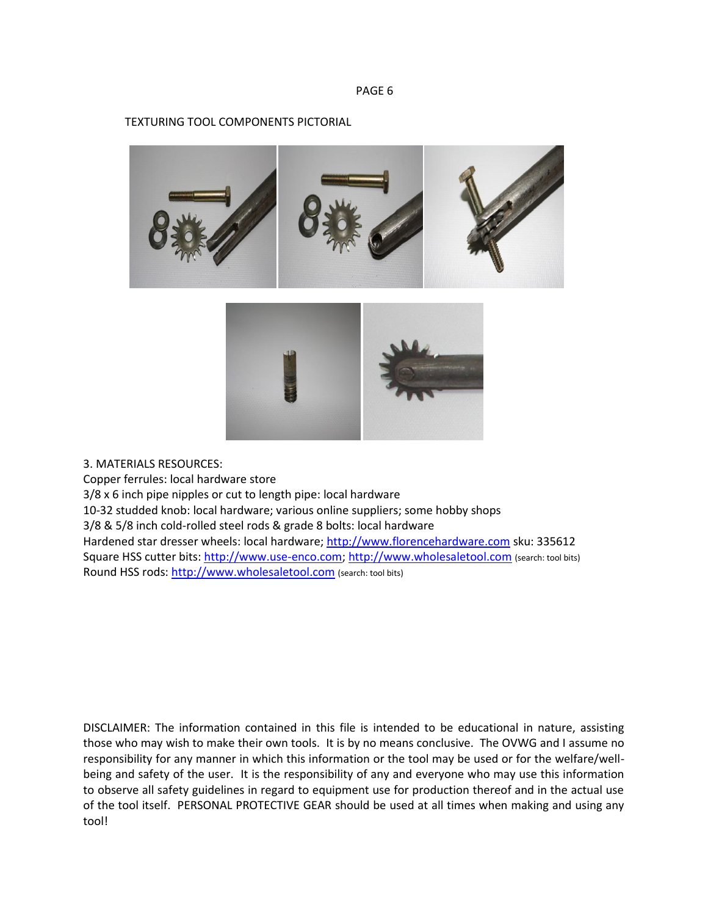TEXTURING TOOL COMPONENTS PICTORIAL

3. MATERIALS RESOURCES:

Copper ferrules: local hardware store
3/8 x 6 inch pipe nipples or cut to length pipe: local hardware
10-32 studded knob: local hardware; various online suppliers; some hobby shops
3/8 & 5/8 inch cold-rolled steel rods & grade 8 bolts: local hardware
Hardened star dresser wheels: local hardware; http://www.florencehardware.com sku: 335612
Square HSS cutter bits: http://www.use-enco.com; http://www.wholesaletool.com (search: tool bits)
Round HSS rods: http://www.wholesaletool.com (search: tool bits)

DISCLAIMER: The information contained in this file is intended to be educational in nature, assisting those who may wish to make their own tools. It is by no means conclusive. The OVWG and I assume no responsibility for any manner in which this information or the tool may be used or for the welfare/well-being and safety of the user. It is the responsibility of any and everyone who may use this information to observe all safety guidelines in regard to equipment use for production thereof and in the actual use of the tool itself. PERSONAL PROTECTIVE GEAR should be used at all times when making and using any tool!